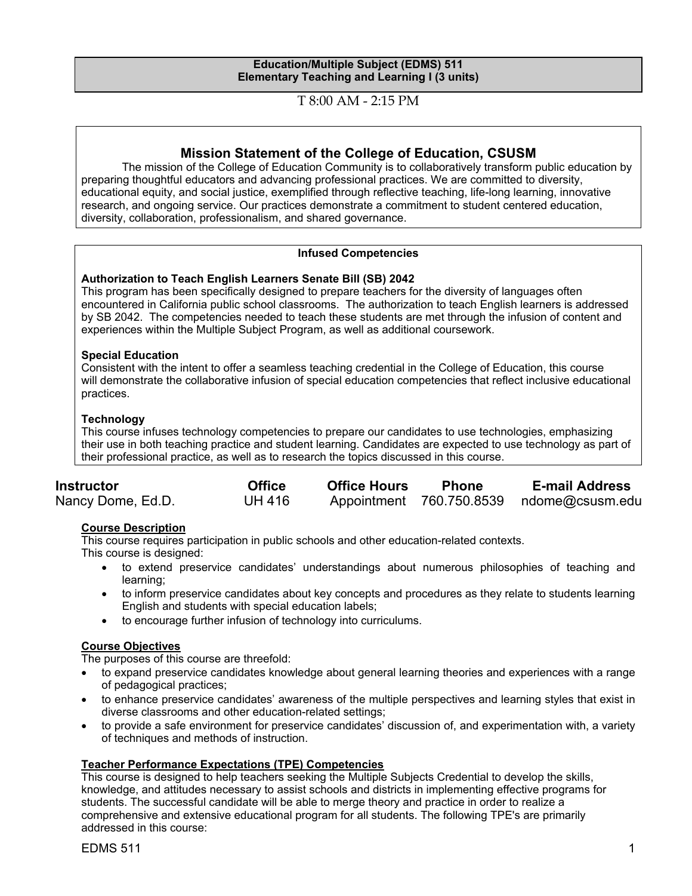**Education/Multiple Subject (EDMS) 511**
**Elementary Teaching and Learning I (3 units)**

T 8:00 AM - 2:15 PM

## Mission Statement of the College of Education, CSUSM

The mission of the College of Education Community is to collaboratively transform public education by preparing thoughtful educators and advancing professional practices. We are committed to diversity, educational equity, and social justice, exemplified through reflective teaching, life-long learning, innovative research, and ongoing service. Our practices demonstrate a commitment to student centered education, diversity, collaboration, professionalism, and shared governance.

**Infused Competencies**

**Authorization to Teach English Learners Senate Bill (SB) 2042**
This program has been specifically designed to prepare teachers for the diversity of languages often encountered in California public school classrooms. The authorization to teach English learners is addressed by SB 2042. The competencies needed to teach these students are met through the infusion of content and experiences within the Multiple Subject Program, as well as additional coursework.

**Special Education**
Consistent with the intent to offer a seamless teaching credential in the College of Education, this course will demonstrate the collaborative infusion of special education competencies that reflect inclusive educational practices.

**Technology**
This course infuses technology competencies to prepare our candidates to use technologies, emphasizing their use in both teaching practice and student learning. Candidates are expected to use technology as part of their professional practice, as well as to research the topics discussed in this course.

| Instructor | Office | Office Hours | Phone | E-mail Address |
|---|---|---|---|---|
| Nancy Dome, Ed.D. | UH 416 | Appointment | 760.750.8539 | ndome@csusm.edu |

**Course Description**

This course requires participation in public schools and other education-related contexts.
This course is designed:

- to extend preservice candidates' understandings about numerous philosophies of teaching and learning;
- to inform preservice candidates about key concepts and procedures as they relate to students learning English and students with special education labels;
- to encourage further infusion of technology into curriculums.

**Course Objectives**

The purposes of this course are threefold:

- to expand preservice candidates knowledge about general learning theories and experiences with a range of pedagogical practices;
- to enhance preservice candidates' awareness of the multiple perspectives and learning styles that exist in diverse classrooms and other education-related settings;
- to provide a safe environment for preservice candidates' discussion of, and experimentation with, a variety of techniques and methods of instruction.

**Teacher Performance Expectations (TPE) Competencies**

This course is designed to help teachers seeking the Multiple Subjects Credential to develop the skills, knowledge, and attitudes necessary to assist schools and districts in implementing effective programs for students. The successful candidate will be able to merge theory and practice in order to realize a comprehensive and extensive educational program for all students. The following TPE's are primarily addressed in this course: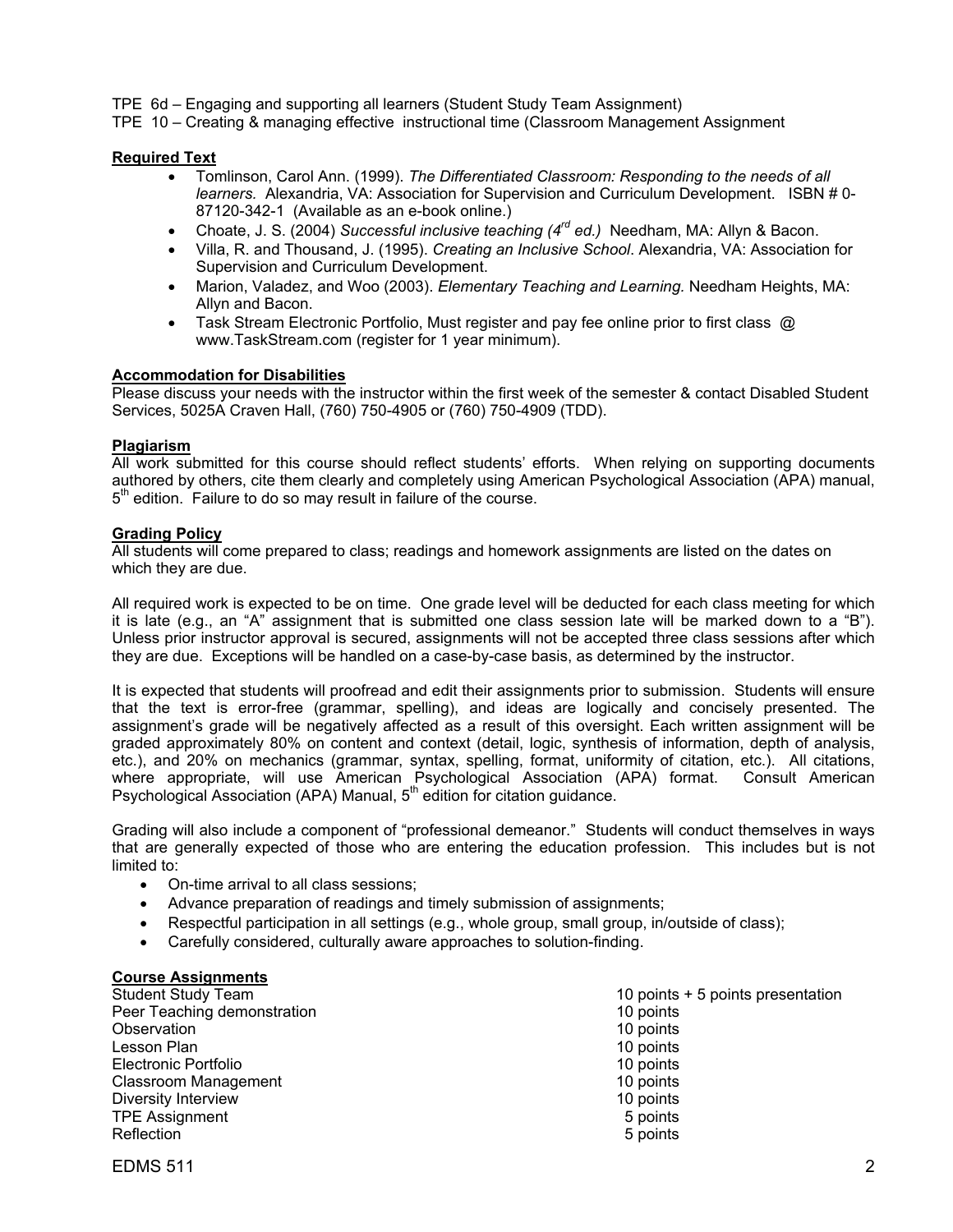TPE 6d – Engaging and supporting all learners (Student Study Team Assignment)

TPE 10 – Creating & managing effective instructional time (Classroom Management Assignment

**Required Text**

- Tomlinson, Carol Ann. (1999). *The Differentiated Classroom: Responding to the needs of all learners.* Alexandria, VA: Association for Supervision and Curriculum Development. ISBN # 0-87120-342-1 (Available as an e-book online.)
- Choate, J. S. (2004) *Successful inclusive teaching (4rd ed.)* Needham, MA: Allyn & Bacon.
- Villa, R. and Thousand, J. (1995). *Creating an Inclusive School*. Alexandria, VA: Association for Supervision and Curriculum Development.
- Marion, Valadez, and Woo (2003). *Elementary Teaching and Learning.* Needham Heights, MA: Allyn and Bacon.
- Task Stream Electronic Portfolio, Must register and pay fee online prior to first class @ www.TaskStream.com (register for 1 year minimum).

**Accommodation for Disabilities**

Please discuss your needs with the instructor within the first week of the semester & contact Disabled Student Services, 5025A Craven Hall, (760) 750-4905 or (760) 750-4909 (TDD).

**Plagiarism**

All work submitted for this course should reflect students' efforts. When relying on supporting documents authored by others, cite them clearly and completely using American Psychological Association (APA) manual, 5th edition. Failure to do so may result in failure of the course.

**Grading Policy**

All students will come prepared to class; readings and homework assignments are listed on the dates on which they are due.

All required work is expected to be on time. One grade level will be deducted for each class meeting for which it is late (e.g., an "A" assignment that is submitted one class session late will be marked down to a "B"). Unless prior instructor approval is secured, assignments will not be accepted three class sessions after which they are due. Exceptions will be handled on a case-by-case basis, as determined by the instructor.

It is expected that students will proofread and edit their assignments prior to submission. Students will ensure that the text is error-free (grammar, spelling), and ideas are logically and concisely presented. The assignment's grade will be negatively affected as a result of this oversight. Each written assignment will be graded approximately 80% on content and context (detail, logic, synthesis of information, depth of analysis, etc.), and 20% on mechanics (grammar, syntax, spelling, format, uniformity of citation, etc.). All citations, where appropriate, will use American Psychological Association (APA) format. Consult American Psychological Association (APA) Manual, 5th edition for citation guidance.

Grading will also include a component of "professional demeanor." Students will conduct themselves in ways that are generally expected of those who are entering the education profession. This includes but is not limited to:

- On-time arrival to all class sessions;
- Advance preparation of readings and timely submission of assignments;
- Respectful participation in all settings (e.g., whole group, small group, in/outside of class);
- Carefully considered, culturally aware approaches to solution-finding.

**Course Assignments**

| | |
|---|---|
| Student Study Team | 10 points + 5 points presentation |
| Peer Teaching demonstration | 10 points |
| Observation | 10 points |
| Lesson Plan | 10 points |
| Electronic Portfolio | 10 points |
| Classroom Management | 10 points |
| Diversity Interview | 10 points |
| TPE Assignment | 5 points |
| Reflection | 5 points |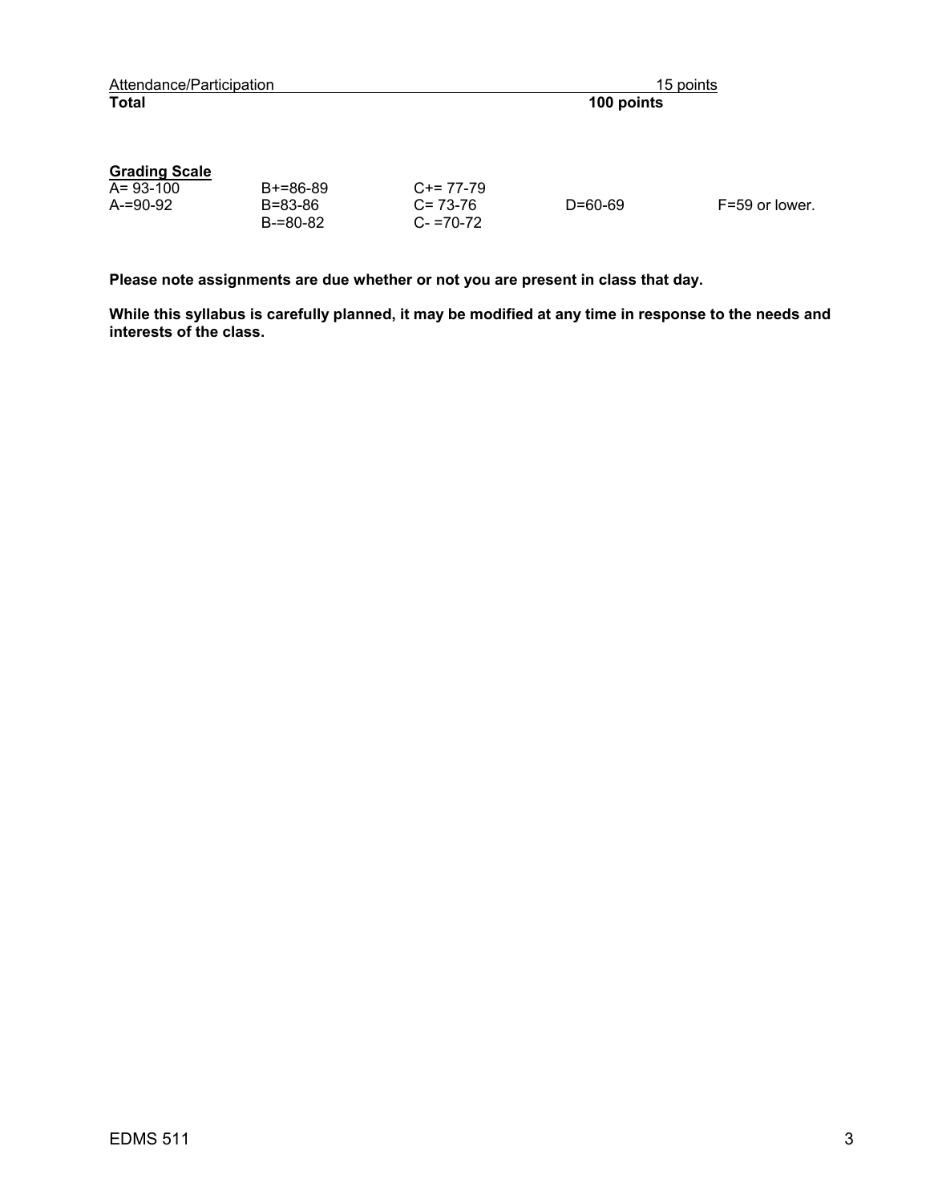| Attendance/Participation | 15 points |
|---|---|
| **Total** | **100 points** |

**Grading Scale**

| | | | | |
|---|---|---|---|---|
| A= 93-100 | B+=86-89 | C+= 77-79 | | |
| A-=90-92 | B=83-86 | C= 73-76 | D=60-69 | F=59 or lower. |
| | B-=80-82 | C- =70-72 | | |

**Please note assignments are due whether or not you are present in class that day.**

**While this syllabus is carefully planned, it may be modified at any time in response to the needs and interests of the class.**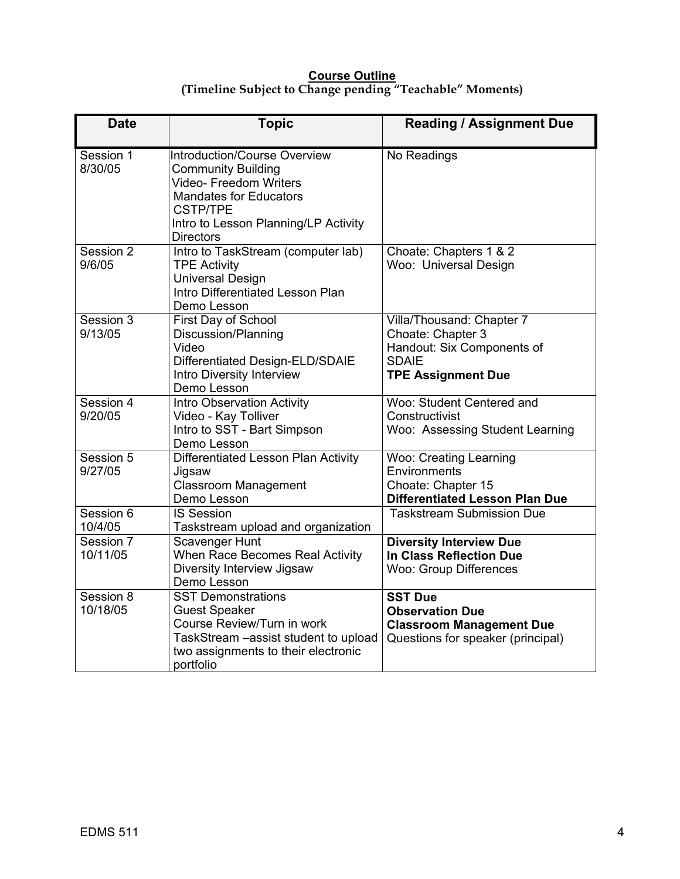**Course Outline**

**(Timeline Subject to Change pending "Teachable" Moments)**

| Date | Topic | Reading / Assignment Due |
|---|---|---|
| Session 1<br>8/30/05 | Introduction/Course Overview<br>Community Building<br>Video- Freedom Writers<br>Mandates for Educators<br>CSTP/TPE<br>Intro to Lesson Planning/LP Activity<br>Directors | No Readings |
| Session 2<br>9/6/05 | Intro to TaskStream (computer lab)<br>TPE Activity<br>Universal Design<br>Intro Differentiated Lesson Plan<br>Demo Lesson | Choate: Chapters 1 & 2<br>Woo: Universal Design |
| Session 3<br>9/13/05 | First Day of School<br>Discussion/Planning<br>Video<br>Differentiated Design-ELD/SDAIE<br>Intro Diversity Interview<br>Demo Lesson | Villa/Thousand: Chapter 7<br>Choate: Chapter 3<br>Handout: Six Components of SDAIE<br>**TPE Assignment Due** |
| Session 4<br>9/20/05 | Intro Observation Activity<br>Video - Kay Tolliver<br>Intro to SST - Bart Simpson<br>Demo Lesson | Woo: Student Centered and Constructivist<br>Woo: Assessing Student Learning |
| Session 5<br>9/27/05 | Differentiated Lesson Plan Activity<br>Jigsaw<br>Classroom Management<br>Demo Lesson | Woo: Creating Learning Environments<br>Choate: Chapter 15<br>**Differentiated Lesson Plan Due** |
| Session 6<br>10/4/05 | IS Session<br>Taskstream upload and organization | Taskstream Submission Due |
| Session 7<br>10/11/05 | Scavenger Hunt<br>When Race Becomes Real Activity<br>Diversity Interview Jigsaw<br>Demo Lesson | **Diversity Interview Due**<br>**In Class Reflection Due**<br>Woo: Group Differences |
| Session 8<br>10/18/05 | SST Demonstrations<br>Guest Speaker<br>Course Review/Turn in work<br>TaskStream –assist student to upload two assignments to their electronic portfolio | **SST Due**<br>**Observation Due**<br>**Classroom Management Due**<br>Questions for speaker (principal) |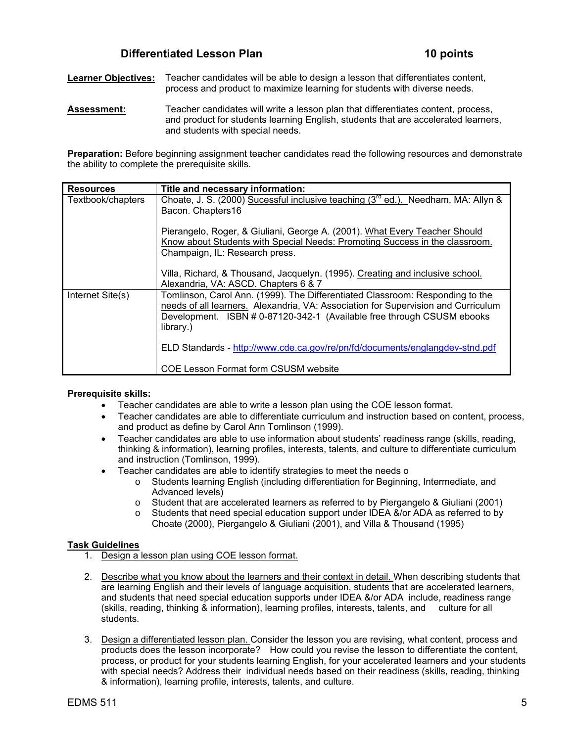## Differentiated Lesson Plan 10 points

**Learner Objectives:** Teacher candidates will be able to design a lesson that differentiates content, process and product to maximize learning for students with diverse needs.

**Assessment:** Teacher candidates will write a lesson plan that differentiates content, process, and product for students learning English, students that are accelerated learners, and students with special needs.

**Preparation:** Before beginning assignment teacher candidates read the following resources and demonstrate the ability to complete the prerequisite skills.

| Resources | Title and necessary information: |
|---|---|
| Textbook/chapters | Choate, J. S. (2000) Sucessful inclusive teaching (3rd ed.). Needham, MA: Allyn & Bacon. Chapters16<br><br>Pierangelo, Roger, & Giuliani, George A. (2001). What Every Teacher Should Know about Students with Special Needs: Promoting Success in the classroom. Champaign, IL: Research press.<br><br>Villa, Richard, & Thousand, Jacquelyn. (1995). Creating and inclusive school. Alexandria, VA: ASCD. Chapters 6 & 7 |
| Internet Site(s) | Tomlinson, Carol Ann. (1999). The Differentiated Classroom: Responding to the needs of all learners. Alexandria, VA: Association for Supervision and Curriculum Development. ISBN # 0-87120-342-1 (Available free through CSUSM ebooks library.)<br><br>ELD Standards - http://www.cde.ca.gov/re/pn/fd/documents/englangdev-stnd.pdf<br><br>COE Lesson Format form CSUSM website |

**Prerequisite skills:**

- Teacher candidates are able to write a lesson plan using the COE lesson format.
- Teacher candidates are able to differentiate curriculum and instruction based on content, process, and product as define by Carol Ann Tomlinson (1999).
- Teacher candidates are able to use information about students' readiness range (skills, reading, thinking & information), learning profiles, interests, talents, and culture to differentiate curriculum and instruction (Tomlinson, 1999).
- Teacher candidates are able to identify strategies to meet the needs o
  - Students learning English (including differentiation for Beginning, Intermediate, and Advanced levels)
  - Student that are accelerated learners as referred to by Piergangelo & Giuliani (2001)
  - Students that need special education support under IDEA &/or ADA as referred to by Choate (2000), Piergangelo & Giuliani (2001), and Villa & Thousand (1995)

**Task Guidelines**

1. Design a lesson plan using COE lesson format.

2. Describe what you know about the learners and their context in detail. When describing students that are learning English and their levels of language acquisition, students that are accelerated learners, and students that need special education supports under IDEA &/or ADA include, readiness range (skills, reading, thinking & information), learning profiles, interests, talents, and culture for all students.

3. Design a differentiated lesson plan. Consider the lesson you are revising, what content, process and products does the lesson incorporate? How could you revise the lesson to differentiate the content, process, or product for your students learning English, for your accelerated learners and your students with special needs? Address their individual needs based on their readiness (skills, reading, thinking & information), learning profile, interests, talents, and culture.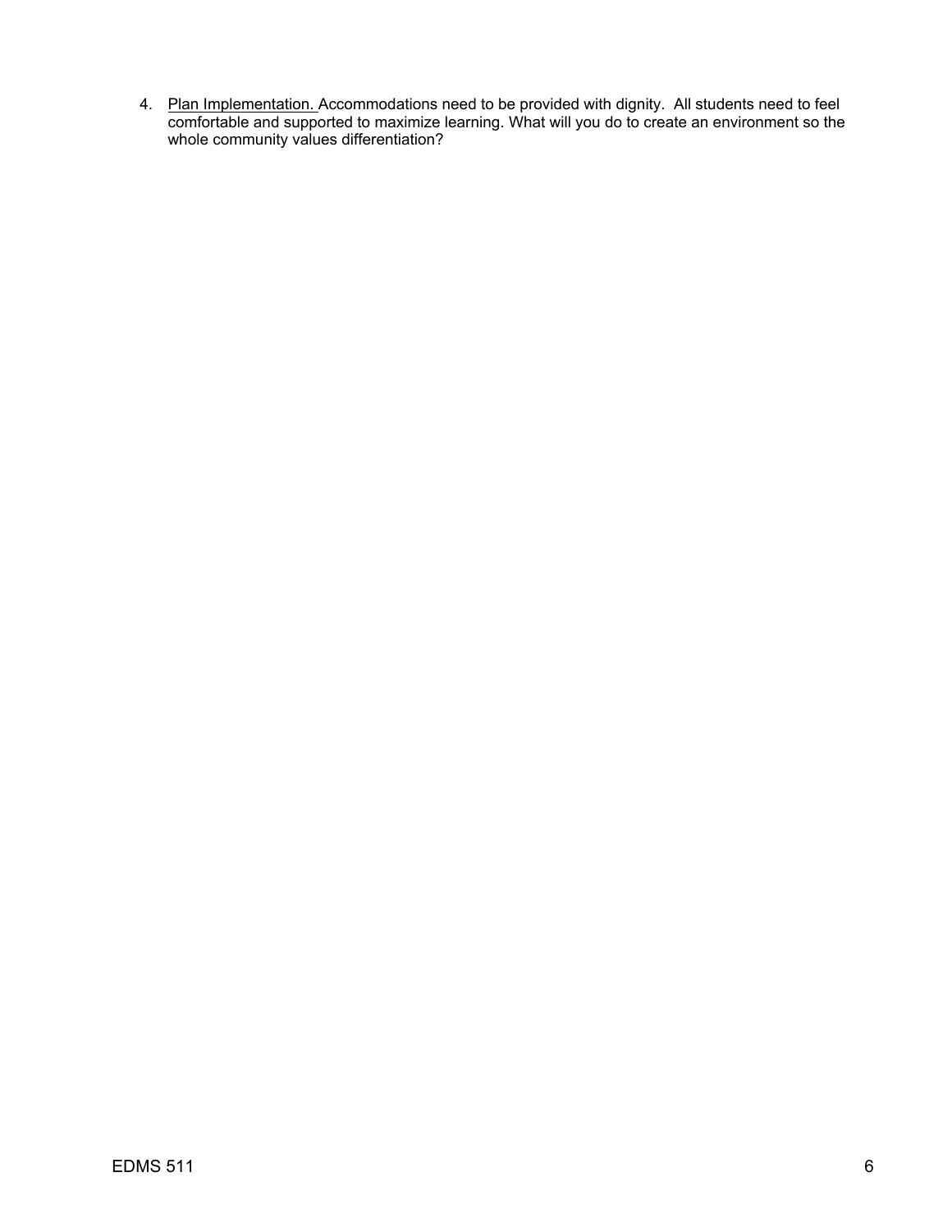4. <u>Plan Implementation.</u> Accommodations need to be provided with dignity. All students need to feel comfortable and supported to maximize learning. What will you do to create an environment so the whole community values differentiation?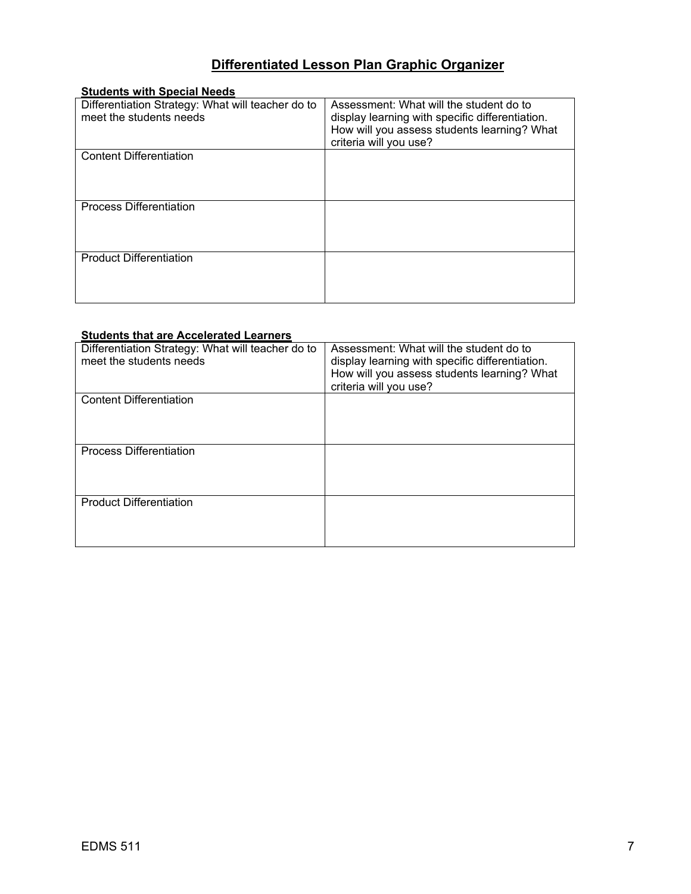# Differentiated Lesson Plan Graphic Organizer

**Students with Special Needs**

| Differentiation Strategy: What will teacher do to meet the students needs | Assessment: What will the student do to display learning with specific differentiation. How will you assess students learning? What criteria will you use? |
|---|---|
| Content Differentiation | |
| Process Differentiation | |
| Product Differentiation | |

**Students that are Accelerated Learners**

| Differentiation Strategy: What will teacher do to meet the students needs | Assessment: What will the student do to display learning with specific differentiation. How will you assess students learning? What criteria will you use? |
|---|---|
| Content Differentiation | |
| Process Differentiation | |
| Product Differentiation | |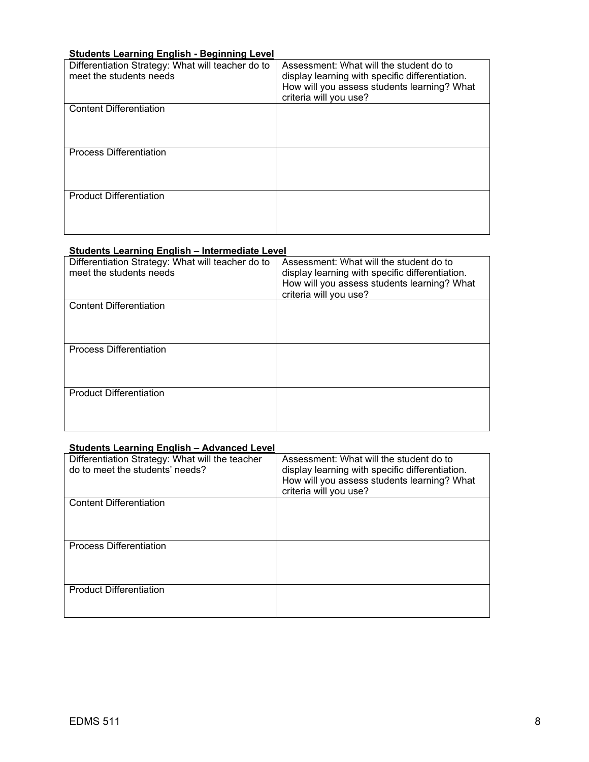**Students Learning English - Beginning Level**

| Differentiation Strategy: What will teacher do to meet the students needs | Assessment: What will the student do to display learning with specific differentiation. How will you assess students learning? What criteria will you use? |
|---|---|
| Content Differentiation | |
| Process Differentiation | |
| Product Differentiation | |

**Students Learning English – Intermediate Level**

| Differentiation Strategy: What will teacher do to meet the students needs | Assessment: What will the student do to display learning with specific differentiation. How will you assess students learning? What criteria will you use? |
|---|---|
| Content Differentiation | |
| Process Differentiation | |
| Product Differentiation | |

**Students Learning English – Advanced Level**

| Differentiation Strategy: What will the teacher do to meet the students' needs? | Assessment: What will the student do to display learning with specific differentiation. How will you assess students learning? What criteria will you use? |
|---|---|
| Content Differentiation | |
| Process Differentiation | |
| Product Differentiation | |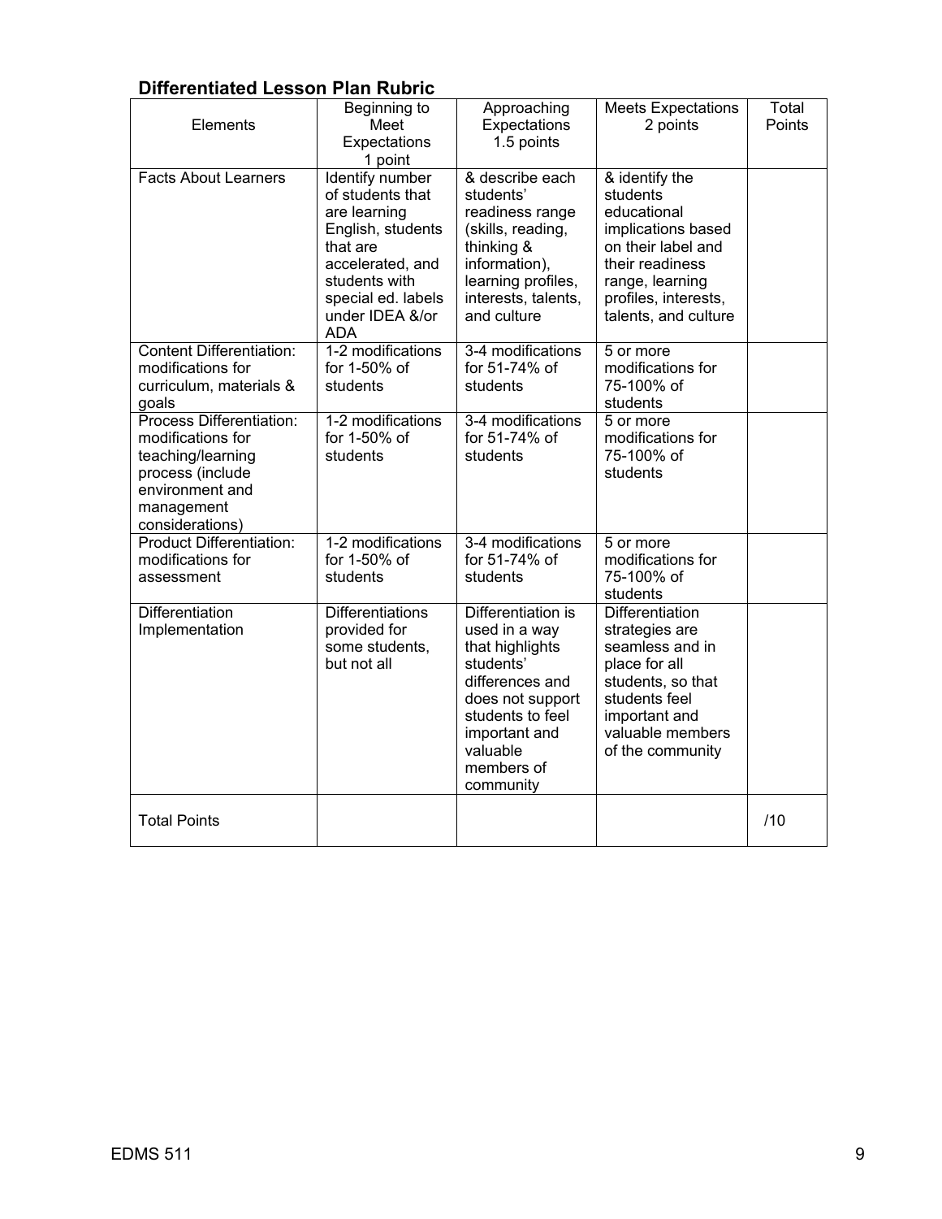## Differentiated Lesson Plan Rubric

| Elements | Beginning to Meet Expectations 1 point | Approaching Expectations 1.5 points | Meets Expectations 2 points | Total Points |
|---|---|---|---|---|
| Facts About Learners | Identify number of students that are learning English, students that are accelerated, and students with special ed. labels under IDEA &/or ADA | & describe each students' readiness range (skills, reading, thinking & information), learning profiles, interests, talents, and culture | & identify the students educational implications based on their label and their readiness range, learning profiles, interests, talents, and culture | |
| Content Differentiation: modifications for curriculum, materials & goals | 1-2 modifications for 1-50% of students | 3-4 modifications for 51-74% of students | 5 or more modifications for 75-100% of students | |
| Process Differentiation: modifications for teaching/learning process (include environment and management considerations) | 1-2 modifications for 1-50% of students | 3-4 modifications for 51-74% of students | 5 or more modifications for 75-100% of students | |
| Product Differentiation: modifications for assessment | 1-2 modifications for 1-50% of students | 3-4 modifications for 51-74% of students | 5 or more modifications for 75-100% of students | |
| Differentiation Implementation | Differentiations provided for some students, but not all | Differentiation is used in a way that highlights students' differences and does not support students to feel important and valuable members of community | Differentiation strategies are seamless and in place for all students, so that students feel important and valuable members of the community | |
| Total Points | | | | /10 |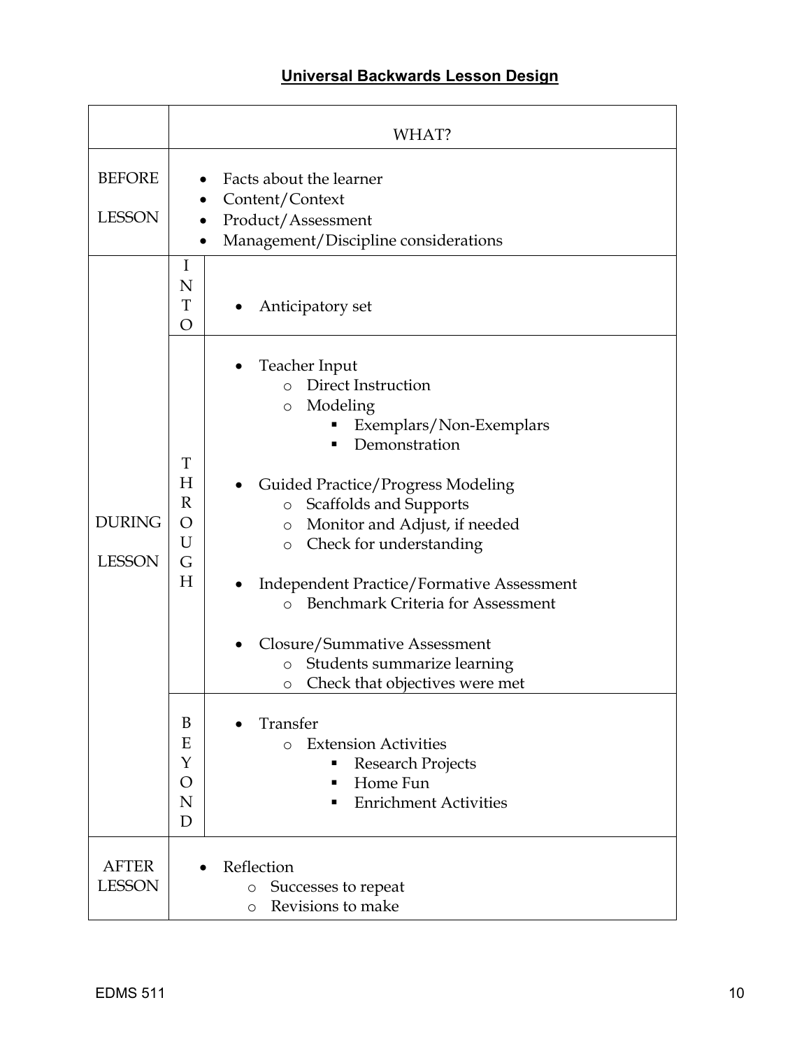## Universal Backwards Lesson Design

| | | WHAT? |
|---|---|---|
| BEFORE LESSON | | • Facts about the learner<br>• Content/Context<br>• Product/Assessment<br>• Management/Discipline considerations |
| DURING LESSON | INTO | • Anticipatory set |
| | THROUGH | • Teacher Input<br>  ○ Direct Instruction<br>  ○ Modeling<br>    ▪ Exemplars/Non-Exemplars<br>    ▪ Demonstration<br>• Guided Practice/Progress Modeling<br>  ○ Scaffolds and Supports<br>  ○ Monitor and Adjust, if needed<br>  ○ Check for understanding<br>• Independent Practice/Formative Assessment<br>  ○ Benchmark Criteria for Assessment<br>• Closure/Summative Assessment<br>  ○ Students summarize learning<br>  ○ Check that objectives were met |
| | BEYOND | • Transfer<br>  ○ Extension Activities<br>    ▪ Research Projects<br>    ▪ Home Fun<br>    ▪ Enrichment Activities |
| AFTER LESSON | | • Reflection<br>  ○ Successes to repeat<br>  ○ Revisions to make |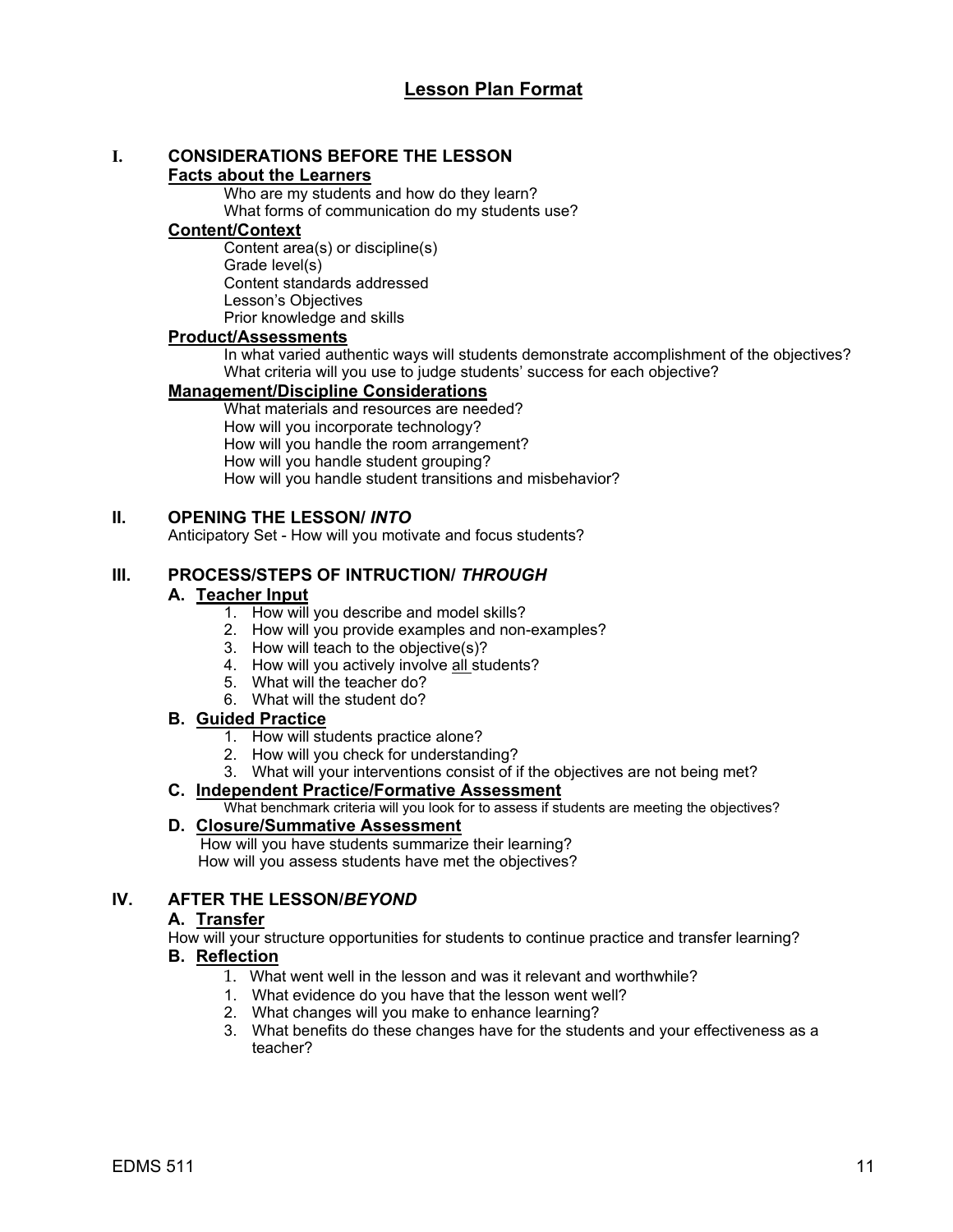# Lesson Plan Format

## I. CONSIDERATIONS BEFORE THE LESSON

### Facts about the Learners

Who are my students and how do they learn?
What forms of communication do my students use?

### Content/Context

Content area(s) or discipline(s)
Grade level(s)
Content standards addressed
Lesson's Objectives
Prior knowledge and skills

### Product/Assessments

In what varied authentic ways will students demonstrate accomplishment of the objectives?
What criteria will you use to judge students' success for each objective?

### Management/Discipline Considerations

What materials and resources are needed?
How will you incorporate technology?
How will you handle the room arrangement?
How will you handle student grouping?
How will you handle student transitions and misbehavior?

## II. OPENING THE LESSON/ *INTO*

Anticipatory Set - How will you motivate and focus students?

## III. PROCESS/STEPS OF INTRUCTION/ *THROUGH*

### A. Teacher Input

1. How will you describe and model skills?
2. How will you provide examples and non-examples?
3. How will teach to the objective(s)?
4. How will you actively involve <u>all</u> students?
5. What will the teacher do?
6. What will the student do?

### B. Guided Practice

1. How will students practice alone?
2. How will you check for understanding?
3. What will your interventions consist of if the objectives are not being met?

### C. Independent Practice/Formative Assessment

What benchmark criteria will you look for to assess if students are meeting the objectives?

### D. Closure/Summative Assessment

How will you have students summarize their learning?
How will you assess students have met the objectives?

## IV. AFTER THE LESSON/*BEYOND*

### A. Transfer

How will your structure opportunities for students to continue practice and transfer learning?

### B. Reflection

1. What went well in the lesson and was it relevant and worthwhile?
1. What evidence do you have that the lesson went well?
2. What changes will you make to enhance learning?
3. What benefits do these changes have for the students and your effectiveness as a teacher?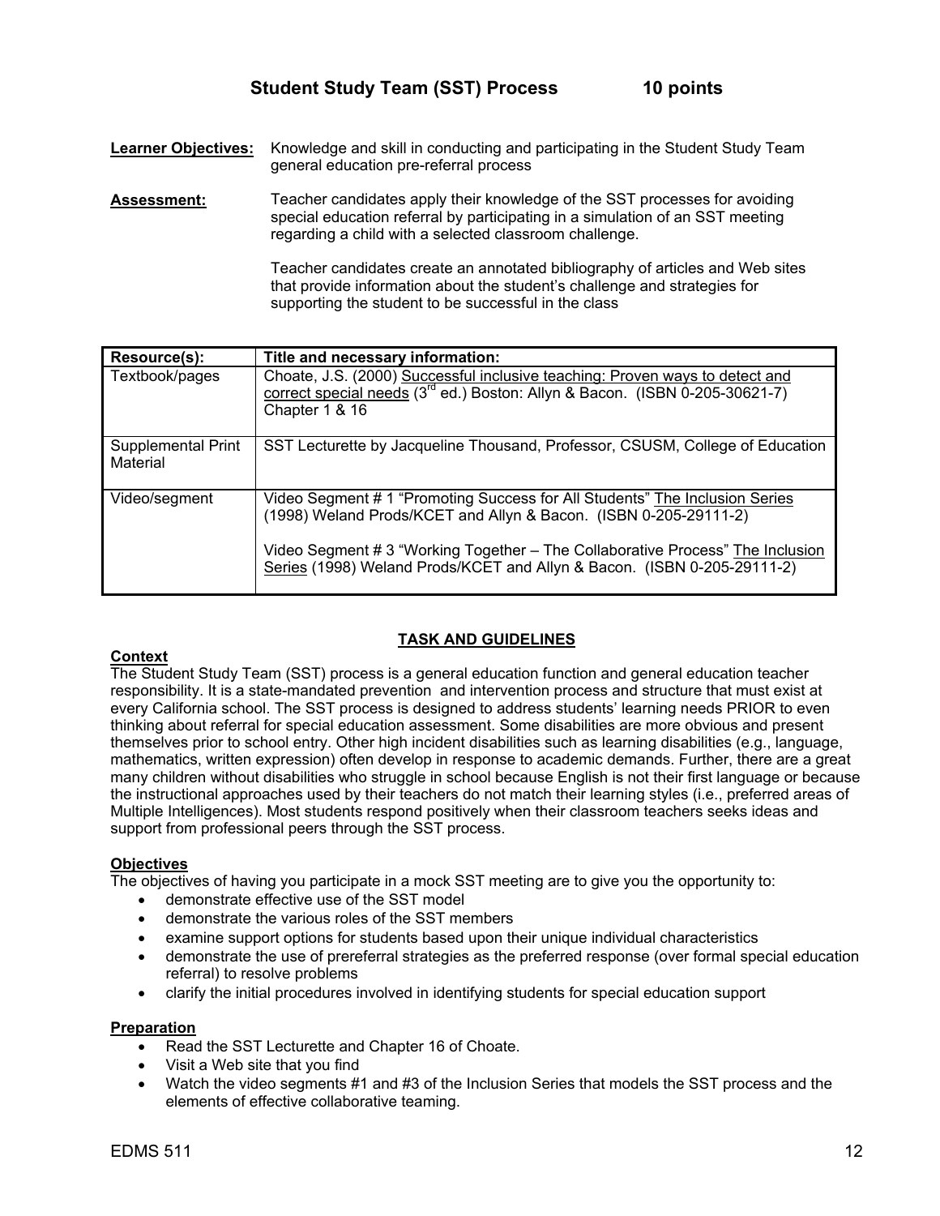## Student Study Team (SST) Process 10 points

**Learner Objectives:** Knowledge and skill in conducting and participating in the Student Study Team general education pre-referral process

**Assessment:** Teacher candidates apply their knowledge of the SST processes for avoiding special education referral by participating in a simulation of an SST meeting regarding a child with a selected classroom challenge.

Teacher candidates create an annotated bibliography of articles and Web sites that provide information about the student's challenge and strategies for supporting the student to be successful in the class

| Resource(s): | Title and necessary information: |
|---|---|
| Textbook/pages | Choate, J.S. (2000) Successful inclusive teaching: Proven ways to detect and correct special needs (3rd ed.) Boston: Allyn & Bacon. (ISBN 0-205-30621-7) Chapter 1 & 16 |
| Supplemental Print Material | SST Lecturette by Jacqueline Thousand, Professor, CSUSM, College of Education |
| Video/segment | Video Segment # 1 "Promoting Success for All Students" The Inclusion Series (1998) Weland Prods/KCET and Allyn & Bacon. (ISBN 0-205-29111-2)<br><br>Video Segment # 3 "Working Together – The Collaborative Process" The Inclusion Series (1998) Weland Prods/KCET and Allyn & Bacon. (ISBN 0-205-29111-2) |

### TASK AND GUIDELINES

**Context**

The Student Study Team (SST) process is a general education function and general education teacher responsibility. It is a state-mandated prevention and intervention process and structure that must exist at every California school. The SST process is designed to address students' learning needs PRIOR to even thinking about referral for special education assessment. Some disabilities are more obvious and present themselves prior to school entry. Other high incident disabilities such as learning disabilities (e.g., language, mathematics, written expression) often develop in response to academic demands. Further, there are a great many children without disabilities who struggle in school because English is not their first language or because the instructional approaches used by their teachers do not match their learning styles (i.e., preferred areas of Multiple Intelligences). Most students respond positively when their classroom teachers seeks ideas and support from professional peers through the SST process.

**Objectives**

The objectives of having you participate in a mock SST meeting are to give you the opportunity to:

- demonstrate effective use of the SST model
- demonstrate the various roles of the SST members
- examine support options for students based upon their unique individual characteristics
- demonstrate the use of prereferral strategies as the preferred response (over formal special education referral) to resolve problems
- clarify the initial procedures involved in identifying students for special education support

**Preparation**

- Read the SST Lecturette and Chapter 16 of Choate.
- Visit a Web site that you find
- Watch the video segments #1 and #3 of the Inclusion Series that models the SST process and the elements of effective collaborative teaming.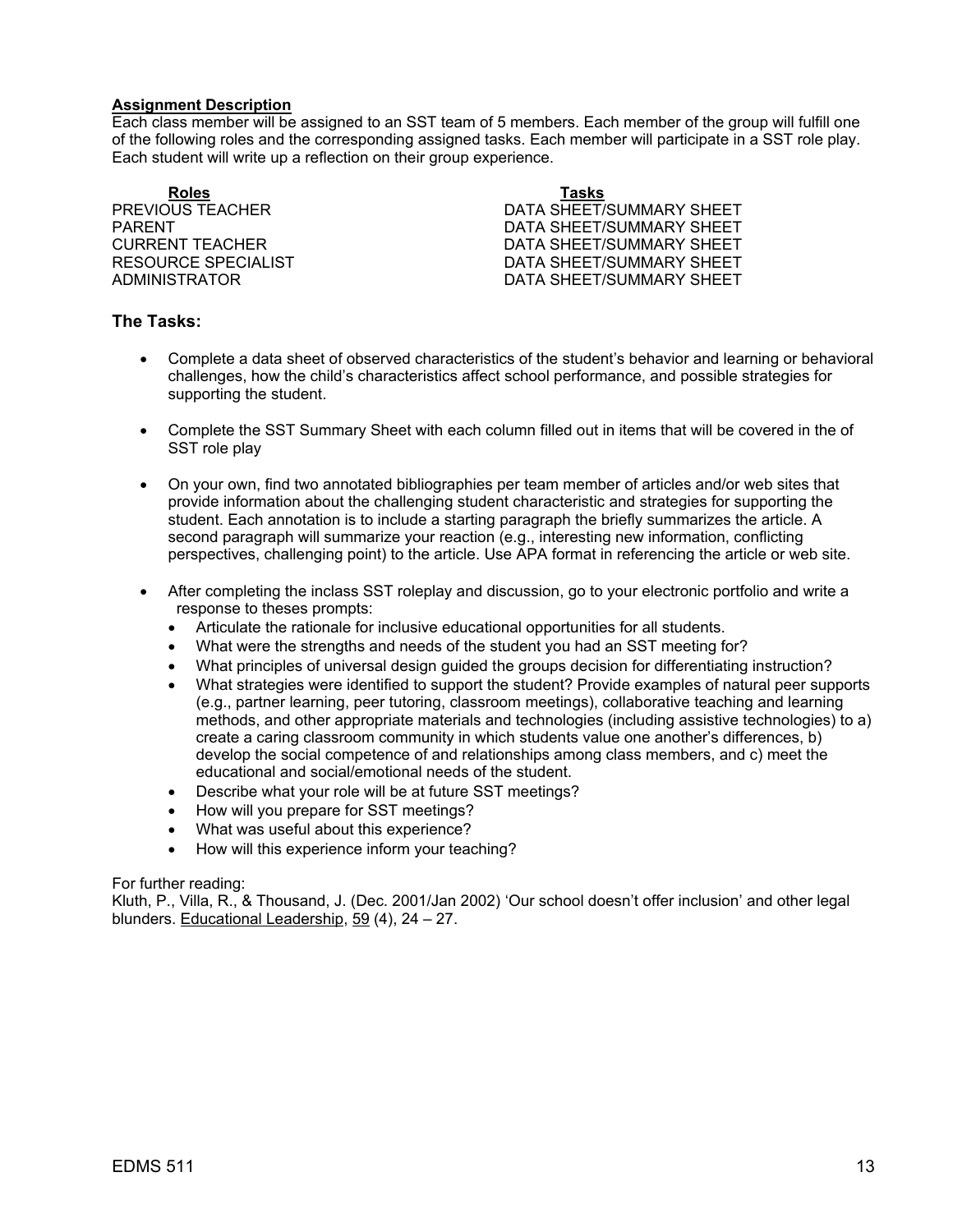**Assignment Description**
Each class member will be assigned to an SST team of 5 members. Each member of the group will fulfill one of the following roles and the corresponding assigned tasks. Each member will participate in a SST role play. Each student will write up a reflection on their group experience.

| Roles | Tasks |
|---|---|
| PREVIOUS TEACHER | DATA SHEET/SUMMARY SHEET |
| PARENT | DATA SHEET/SUMMARY SHEET |
| CURRENT TEACHER | DATA SHEET/SUMMARY SHEET |
| RESOURCE SPECIALIST | DATA SHEET/SUMMARY SHEET |
| ADMINISTRATOR | DATA SHEET/SUMMARY SHEET |

### The Tasks:

- Complete a data sheet of observed characteristics of the student's behavior and learning or behavioral challenges, how the child's characteristics affect school performance, and possible strategies for supporting the student.

- Complete the SST Summary Sheet with each column filled out in items that will be covered in the of SST role play

- On your own, find two annotated bibliographies per team member of articles and/or web sites that provide information about the challenging student characteristic and strategies for supporting the student. Each annotation is to include a starting paragraph the briefly summarizes the article. A second paragraph will summarize your reaction (e.g., interesting new information, conflicting perspectives, challenging point) to the article. Use APA format in referencing the article or web site.

- After completing the inclass SST roleplay and discussion, go to your electronic portfolio and write a response to theses prompts:
  - Articulate the rationale for inclusive educational opportunities for all students.
  - What were the strengths and needs of the student you had an SST meeting for?
  - What principles of universal design guided the groups decision for differentiating instruction?
  - What strategies were identified to support the student? Provide examples of natural peer supports (e.g., partner learning, peer tutoring, classroom meetings), collaborative teaching and learning methods, and other appropriate materials and technologies (including assistive technologies) to a) create a caring classroom community in which students value one another's differences, b) develop the social competence of and relationships among class members, and c) meet the educational and social/emotional needs of the student.
  - Describe what your role will be at future SST meetings?
  - How will you prepare for SST meetings?
  - What was useful about this experience?
  - How will this experience inform your teaching?

For further reading:
Kluth, P., Villa, R., & Thousand, J. (Dec. 2001/Jan 2002) 'Our school doesn't offer inclusion' and other legal blunders. Educational Leadership, 59 (4), 24 – 27.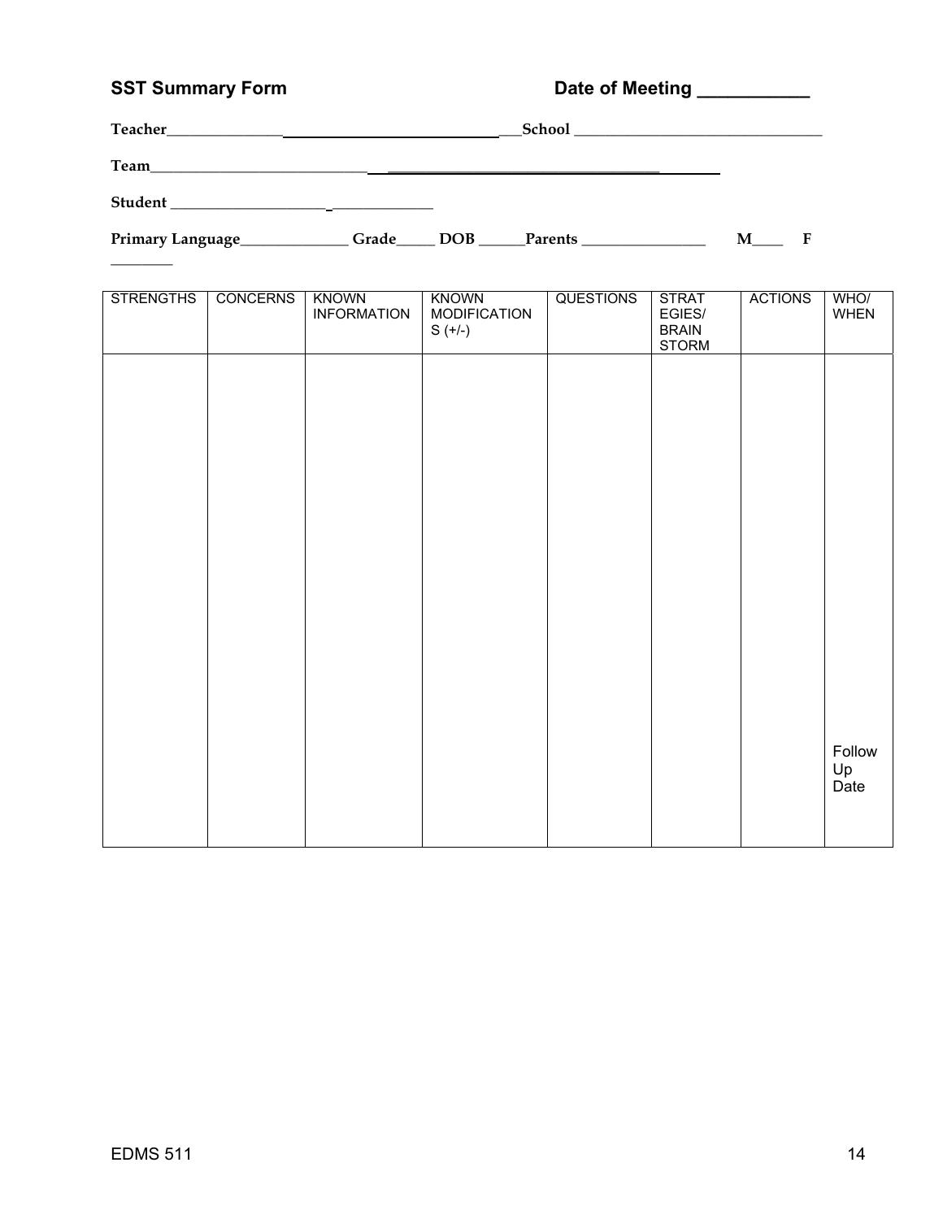**SST Summary Form** **Date of Meeting ___________**

**Teacher**_______________ ___________________________ ___**School** _________________________________

**Team**_____________________________ ___________________________________ ________

**Student** _____________________ _____________

**Primary Language**______________ **Grade**_____ **DOB** ______**Parents** ________________ **M**____ **F** ________

| STRENGTHS | CONCERNS | KNOWN INFORMATION | KNOWN MODIFICATIONS (+/-) | QUESTIONS | STRATEGIES/ BRAIN STORM | ACTIONS | WHO/ WHEN |
|---|---|---|---|---|---|---|---|
| | | | | | | | Follow Up Date |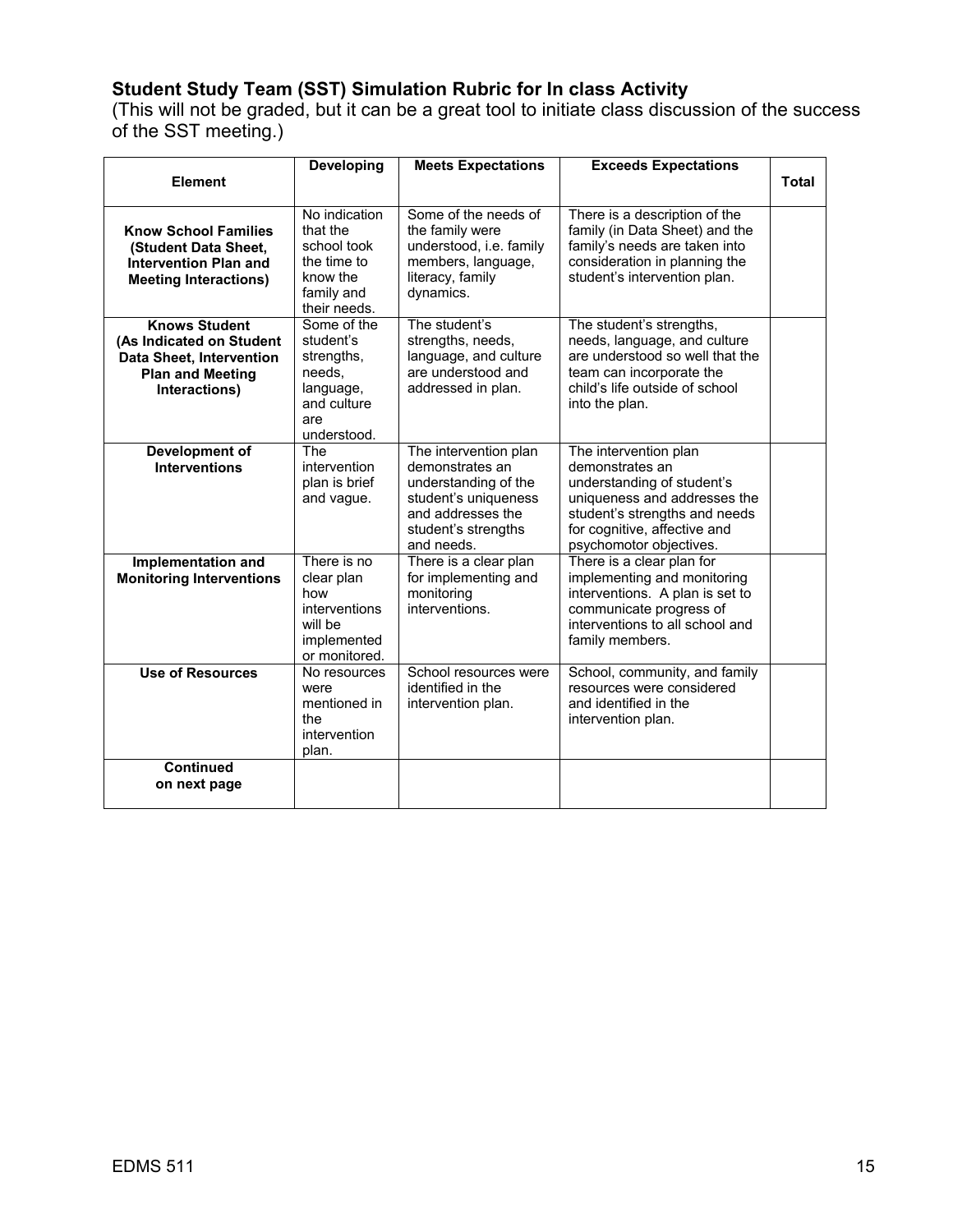### Student Study Team (SST) Simulation Rubric for In class Activity

(This will not be graded, but it can be a great tool to initiate class discussion of the success of the SST meeting.)

| Element | Developing | Meets Expectations | Exceeds Expectations | Total |
|---|---|---|---|---|
| **Know School Families (Student Data Sheet, Intervention Plan and Meeting Interactions)** | No indication that the school took the time to know the family and their needs. | Some of the needs of the family were understood, i.e. family members, language, literacy, family dynamics. | There is a description of the family (in Data Sheet) and the family's needs are taken into consideration in planning the student's intervention plan. | |
| **Knows Student (As Indicated on Student Data Sheet, Intervention Plan and Meeting Interactions)** | Some of the student's strengths, needs, language, and culture are understood. | The student's strengths, needs, language, and culture are understood and addressed in plan. | The student's strengths, needs, language, and culture are understood so well that the team can incorporate the child's life outside of school into the plan. | |
| **Development of Interventions** | The intervention plan is brief and vague. | The intervention plan demonstrates an understanding of the student's uniqueness and addresses the student's strengths and needs. | The intervention plan demonstrates an understanding of student's uniqueness and addresses the student's strengths and needs for cognitive, affective and psychomotor objectives. | |
| **Implementation and Monitoring Interventions** | There is no clear plan how interventions will be implemented or monitored. | There is a clear plan for implementing and monitoring interventions. | There is a clear plan for implementing and monitoring interventions. A plan is set to communicate progress of interventions to all school and family members. | |
| **Use of Resources** | No resources were mentioned in the intervention plan. | School resources were identified in the intervention plan. | School, community, and family resources were considered and identified in the intervention plan. | |
| **Continued on next page** | | | | |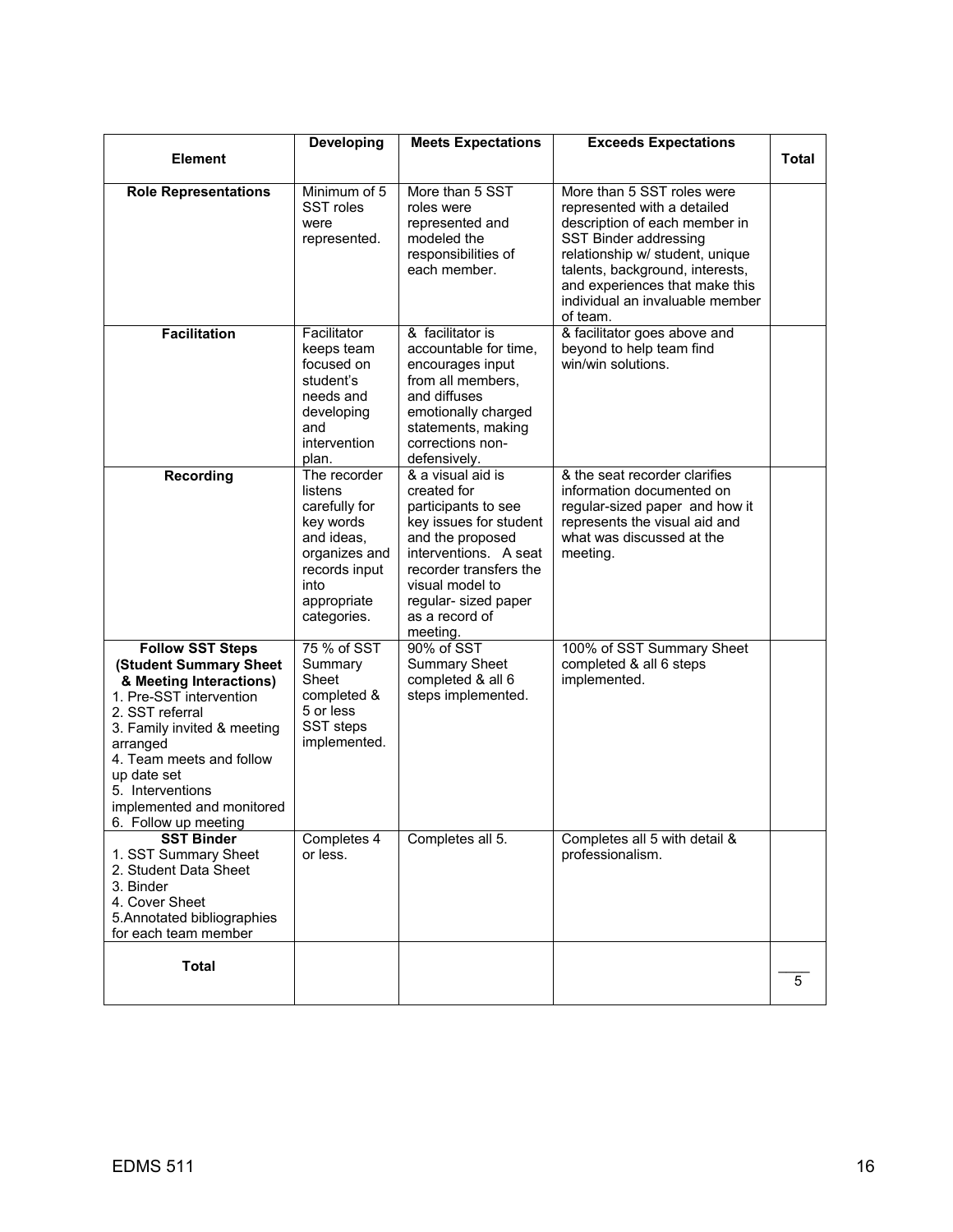| Element | Developing | Meets Expectations | Exceeds Expectations | Total |
|---|---|---|---|---|
| **Role Representations** | Minimum of 5 SST roles were represented. | More than 5 SST roles were represented and modeled the responsibilities of each member. | More than 5 SST roles were represented with a detailed description of each member in SST Binder addressing relationship w/ student, unique talents, background, interests, and experiences that make this individual an invaluable member of team. | |
| **Facilitation** | Facilitator keeps team focused on student's needs and developing and intervention plan. | & facilitator is accountable for time, encourages input from all members, and diffuses emotionally charged statements, making corrections non-defensively. | & facilitator goes above and beyond to help team find win/win solutions. | |
| **Recording** | The recorder listens carefully for key words and ideas, organizes and records input into appropriate categories. | & a visual aid is created for participants to see key issues for student and the proposed interventions. A seat recorder transfers the visual model to regular- sized paper as a record of meeting. | & the seat recorder clarifies information documented on regular-sized paper and how it represents the visual aid and what was discussed at the meeting. | |
| **Follow SST Steps (Student Summary Sheet & Meeting Interactions)** 1. Pre-SST intervention 2. SST referral 3. Family invited & meeting arranged 4. Team meets and follow up date set 5. Interventions implemented and monitored 6. Follow up meeting | 75 % of SST Summary Sheet completed & 5 or less SST steps implemented. | 90% of SST Summary Sheet completed & all 6 steps implemented. | 100% of SST Summary Sheet completed & all 6 steps implemented. | |
| **SST Binder** 1. SST Summary Sheet 2. Student Data Sheet 3. Binder 4. Cover Sheet 5.Annotated bibliographies for each team member | Completes 4 or less. | Completes all 5. | Completes all 5 with detail & professionalism. | |
| **Total** | | | | ____ / 5 |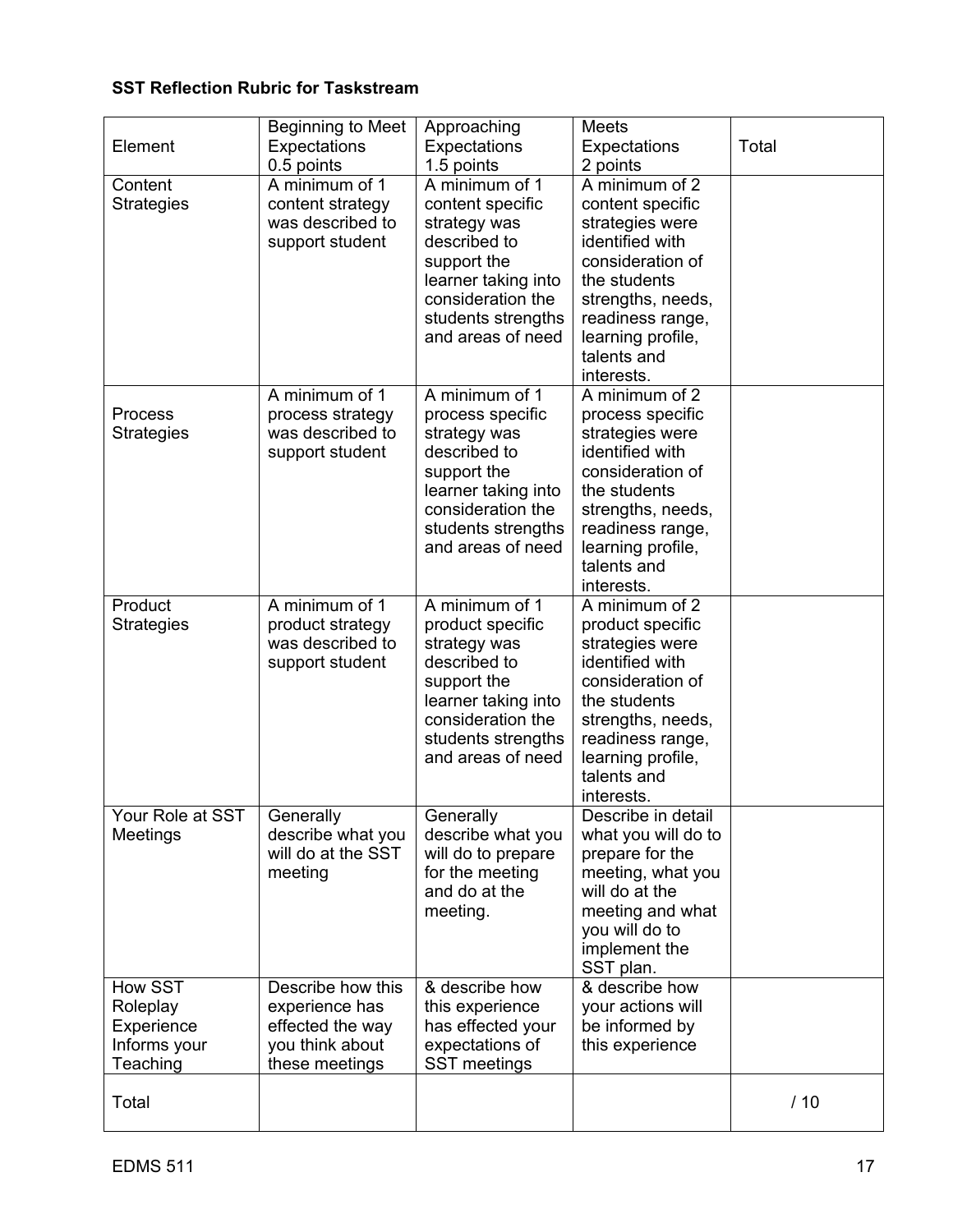**SST Reflection Rubric for Taskstream**

| Element | Beginning to Meet Expectations 0.5 points | Approaching Expectations 1.5 points | Meets Expectations 2 points | Total |
|---|---|---|---|---|
| Content Strategies | A minimum of 1 content strategy was described to support student | A minimum of 1 content specific strategy was described to support the learner taking into consideration the students strengths and areas of need | A minimum of 2 content specific strategies were identified with consideration of the students strengths, needs, readiness range, learning profile, talents and interests. | |
| Process Strategies | A minimum of 1 process strategy was described to support student | A minimum of 1 process specific strategy was described to support the learner taking into consideration the students strengths and areas of need | A minimum of 2 process specific strategies were identified with consideration of the students strengths, needs, readiness range, learning profile, talents and interests. | |
| Product Strategies | A minimum of 1 product strategy was described to support student | A minimum of 1 product specific strategy was described to support the learner taking into consideration the students strengths and areas of need | A minimum of 2 product specific strategies were identified with consideration of the students strengths, needs, readiness range, learning profile, talents and interests. | |
| Your Role at SST Meetings | Generally describe what you will do at the SST meeting | Generally describe what you will do to prepare for the meeting and do at the meeting. | Describe in detail what you will do to prepare for the meeting, what you will do at the meeting and what you will do to implement the SST plan. | |
| How SST Roleplay Experience Informs your Teaching | Describe how this experience has effected the way you think about these meetings | & describe how this experience has effected your expectations of SST meetings | & describe how your actions will be informed by this experience | |
| Total | | | | / 10 |

EDMS 511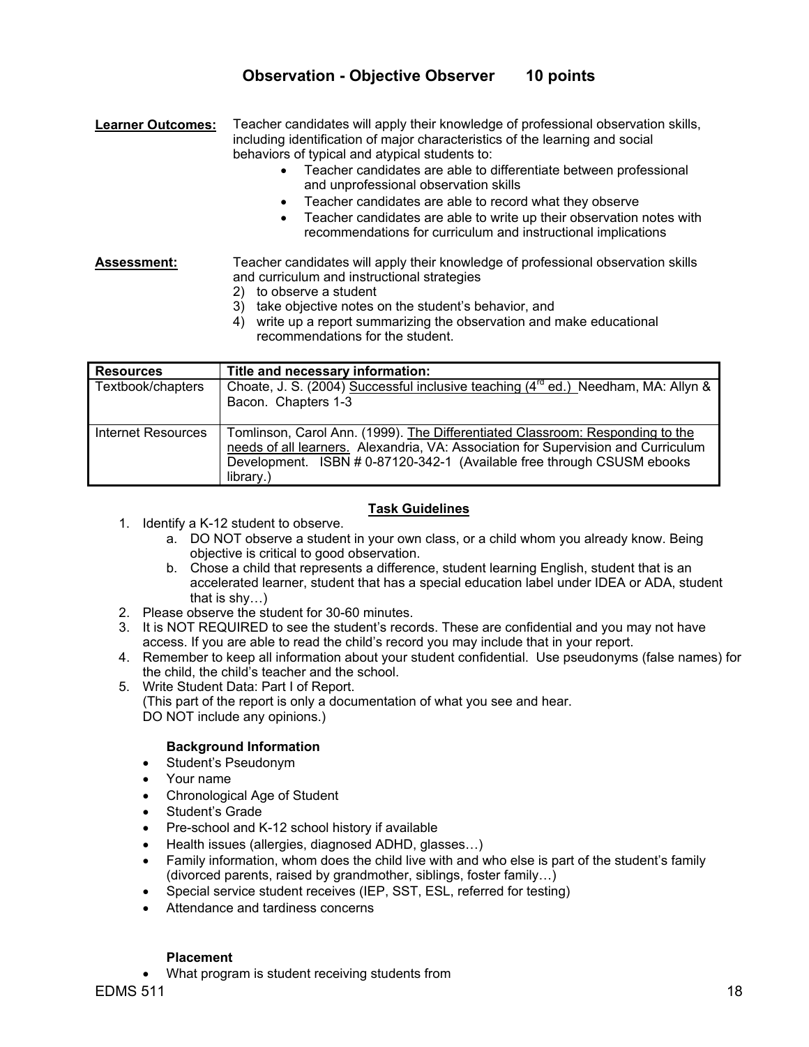## Observation - Objective Observer 10 points

**Learner Outcomes:** Teacher candidates will apply their knowledge of professional observation skills, including identification of major characteristics of the learning and social behaviors of typical and atypical students to:

- Teacher candidates are able to differentiate between professional and unprofessional observation skills
- Teacher candidates are able to record what they observe
- Teacher candidates are able to write up their observation notes with recommendations for curriculum and instructional implications

**Assessment:** Teacher candidates will apply their knowledge of professional observation skills and curriculum and instructional strategies

2) to observe a student
3) take objective notes on the student's behavior, and
4) write up a report summarizing the observation and make educational recommendations for the student.

| Resources | Title and necessary information: |
|---|---|
| Textbook/chapters | Choate, J. S. (2004) Successful inclusive teaching (4th ed.) Needham, MA: Allyn & Bacon. Chapters 1-3 |
| Internet Resources | Tomlinson, Carol Ann. (1999). The Differentiated Classroom: Responding to the needs of all learners. Alexandria, VA: Association for Supervision and Curriculum Development. ISBN # 0-87120-342-1 (Available free through CSUSM ebooks library.) |

**Task Guidelines**

1. Identify a K-12 student to observe.
   a. DO NOT observe a student in your own class, or a child whom you already know. Being objective is critical to good observation.
   b. Chose a child that represents a difference, student learning English, student that is an accelerated learner, student that has a special education label under IDEA or ADA, student that is shy…)
2. Please observe the student for 30-60 minutes.
3. It is NOT REQUIRED to see the student's records. These are confidential and you may not have access. If you are able to read the child's record you may include that in your report.
4. Remember to keep all information about your student confidential. Use pseudonyms (false names) for the child, the child's teacher and the school.
5. Write Student Data: Part I of Report.
   (This part of the report is only a documentation of what you see and hear.
   DO NOT include any opinions.)

   **Background Information**

   - Student's Pseudonym
   - Your name
   - Chronological Age of Student
   - Student's Grade
   - Pre-school and K-12 school history if available
   - Health issues (allergies, diagnosed ADHD, glasses…)
   - Family information, whom does the child live with and who else is part of the student's family (divorced parents, raised by grandmother, siblings, foster family…)
   - Special service student receives (IEP, SST, ESL, referred for testing)
   - Attendance and tardiness concerns

   **Placement**

   - What program is student receiving students from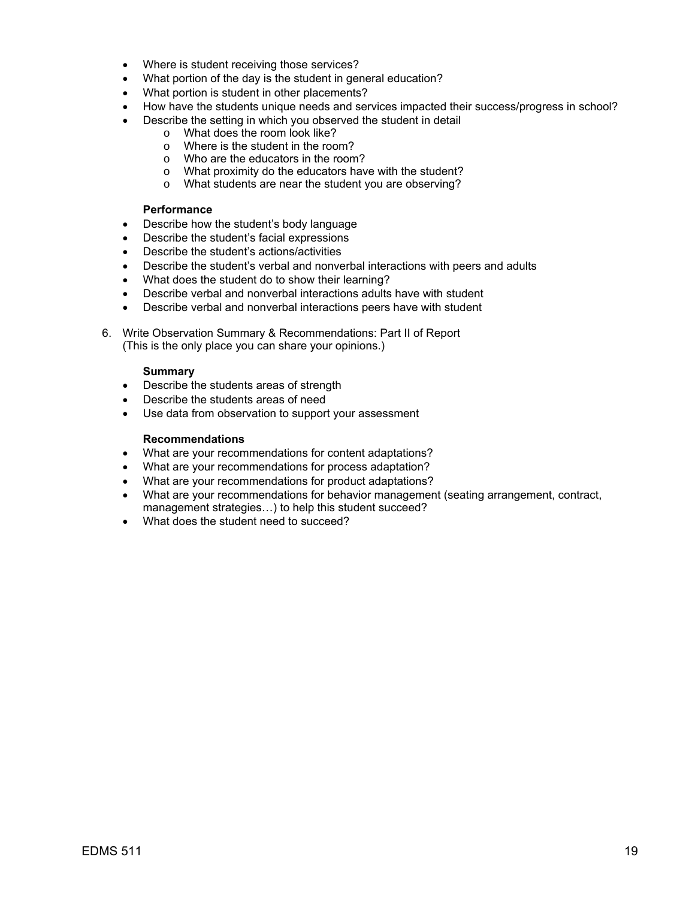- Where is student receiving those services?
- What portion of the day is the student in general education?
- What portion is student in other placements?
- How have the students unique needs and services impacted their success/progress in school?
- Describe the setting in which you observed the student in detail
  - What does the room look like?
  - Where is the student in the room?
  - Who are the educators in the room?
  - What proximity do the educators have with the student?
  - What students are near the student you are observing?

**Performance**

- Describe how the student's body language
- Describe the student's facial expressions
- Describe the student's actions/activities
- Describe the student's verbal and nonverbal interactions with peers and adults
- What does the student do to show their learning?
- Describe verbal and nonverbal interactions adults have with student
- Describe verbal and nonverbal interactions peers have with student

6. Write Observation Summary & Recommendations: Part II of Report
   (This is the only place you can share your opinions.)

**Summary**

- Describe the students areas of strength
- Describe the students areas of need
- Use data from observation to support your assessment

**Recommendations**

- What are your recommendations for content adaptations?
- What are your recommendations for process adaptation?
- What are your recommendations for product adaptations?
- What are your recommendations for behavior management (seating arrangement, contract, management strategies…) to help this student succeed?
- What does the student need to succeed?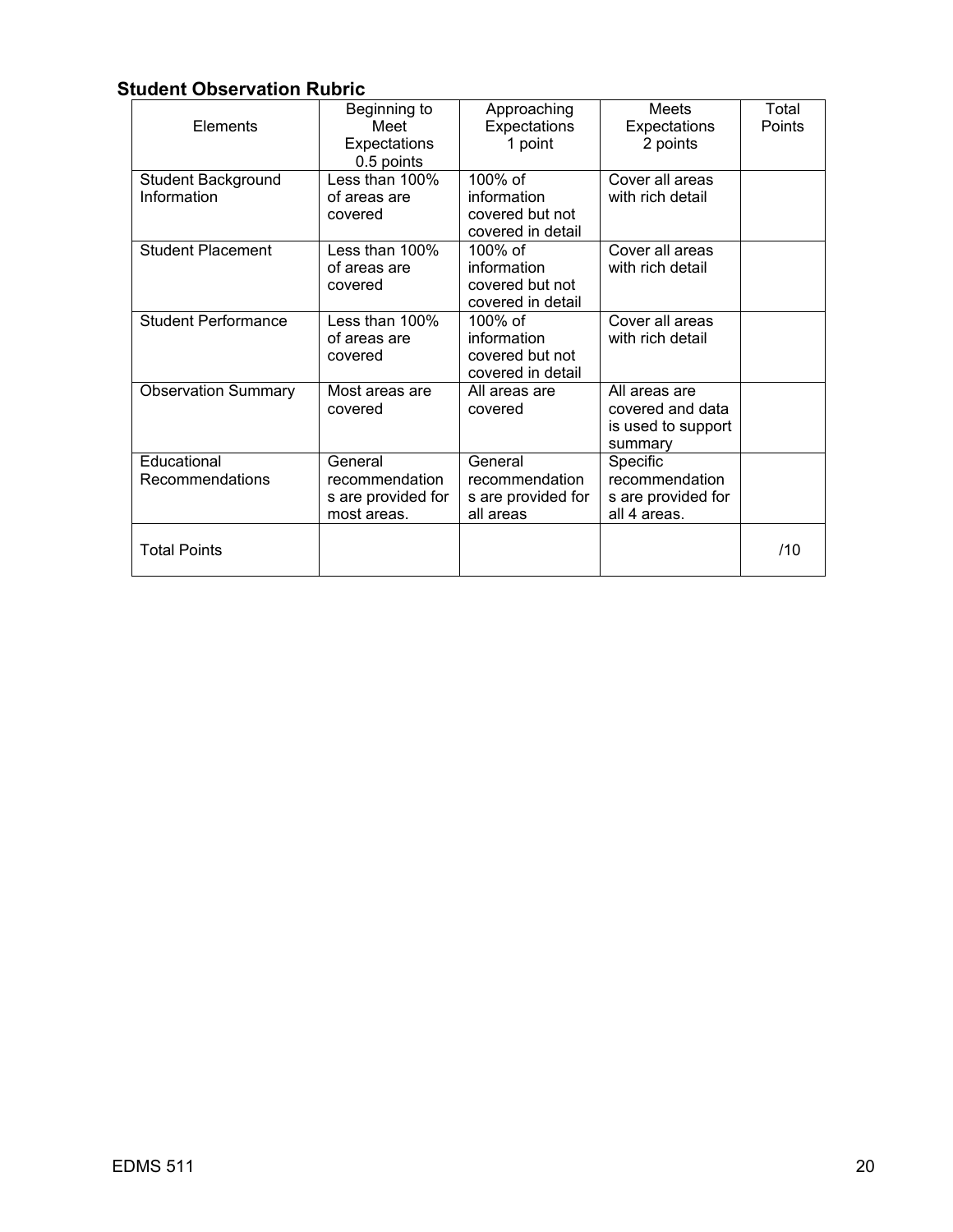## Student Observation Rubric

| Elements | Beginning to Meet Expectations 0.5 points | Approaching Expectations 1 point | Meets Expectations 2 points | Total Points |
|---|---|---|---|---|
| Student Background Information | Less than 100% of areas are covered | 100% of information covered but not covered in detail | Cover all areas with rich detail | |
| Student Placement | Less than 100% of areas are covered | 100% of information covered but not covered in detail | Cover all areas with rich detail | |
| Student Performance | Less than 100% of areas are covered | 100% of information covered but not covered in detail | Cover all areas with rich detail | |
| Observation Summary | Most areas are covered | All areas are covered | All areas are covered and data is used to support summary | |
| Educational Recommendations | General recommendations are provided for most areas. | General recommendations are provided for all areas | Specific recommendations are provided for all 4 areas. | |
| Total Points | | | | /10 |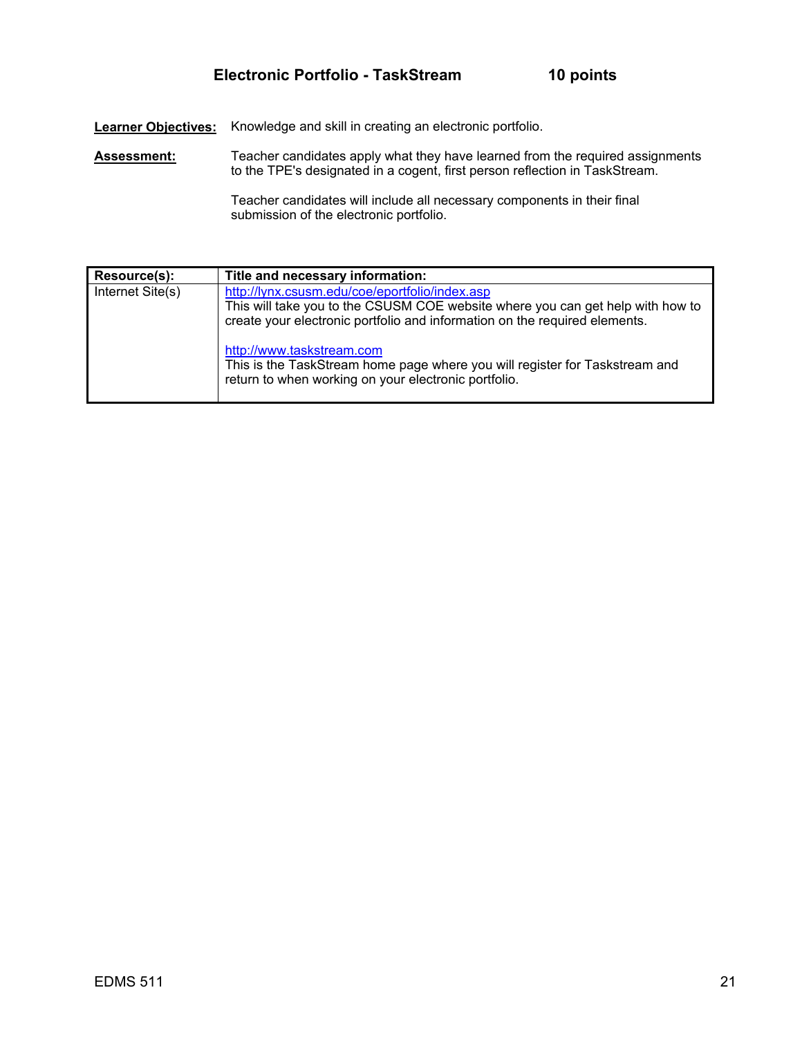## Electronic Portfolio - TaskStream 10 points

**Learner Objectives:** Knowledge and skill in creating an electronic portfolio.

**Assessment:** Teacher candidates apply what they have learned from the required assignments to the TPE's designated in a cogent, first person reflection in TaskStream.

Teacher candidates will include all necessary components in their final submission of the electronic portfolio.

| Resource(s): | Title and necessary information: |
|---|---|
| Internet Site(s) | http://lynx.csusm.edu/coe/eportfolio/index.asp<br>This will take you to the CSUSM COE website where you can get help with how to create your electronic portfolio and information on the required elements.<br><br>http://www.taskstream.com<br>This is the TaskStream home page where you will register for Taskstream and return to when working on your electronic portfolio. |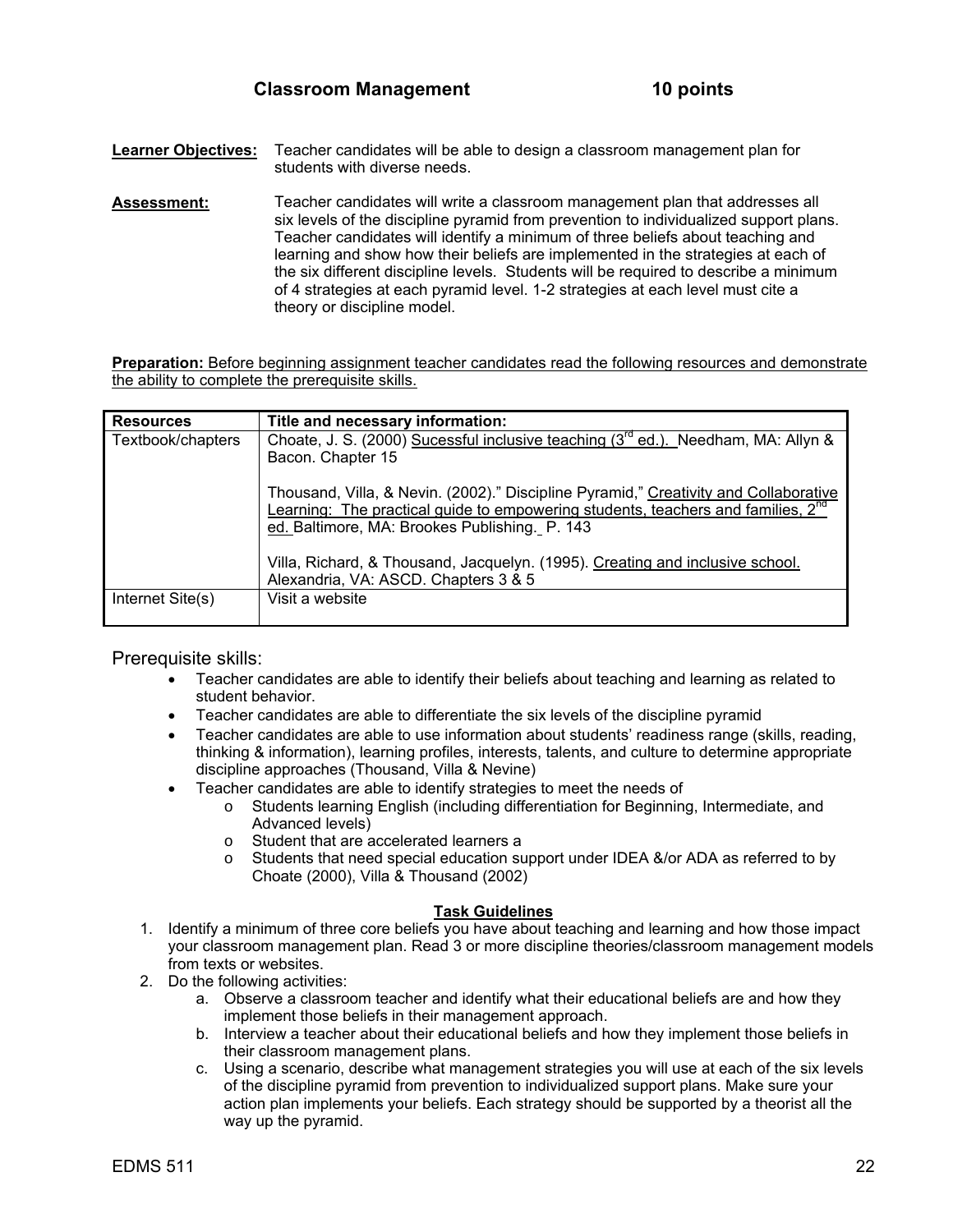## Classroom Management 10 points

**Learner Objectives:** Teacher candidates will be able to design a classroom management plan for students with diverse needs.

**Assessment:** Teacher candidates will write a classroom management plan that addresses all six levels of the discipline pyramid from prevention to individualized support plans. Teacher candidates will identify a minimum of three beliefs about teaching and learning and show how their beliefs are implemented in the strategies at each of the six different discipline levels. Students will be required to describe a minimum of 4 strategies at each pyramid level. 1-2 strategies at each level must cite a theory or discipline model.

**Preparation:** Before beginning assignment teacher candidates read the following resources and demonstrate the ability to complete the prerequisite skills.

| Resources | Title and necessary information: |
|---|---|
| Textbook/chapters | Choate, J. S. (2000) Sucessful inclusive teaching (3rd ed.). Needham, MA: Allyn & Bacon. Chapter 15<br><br>Thousand, Villa, & Nevin. (2002)." Discipline Pyramid," Creativity and Collaborative Learning: The practical guide to empowering students, teachers and families, 2nd ed. Baltimore, MA: Brookes Publishing. P. 143<br><br>Villa, Richard, & Thousand, Jacquelyn. (1995). Creating and inclusive school. Alexandria, VA: ASCD. Chapters 3 & 5 |
| Internet Site(s) | Visit a website |

Prerequisite skills:

- Teacher candidates are able to identify their beliefs about teaching and learning as related to student behavior.
- Teacher candidates are able to differentiate the six levels of the discipline pyramid
- Teacher candidates are able to use information about students' readiness range (skills, reading, thinking & information), learning profiles, interests, talents, and culture to determine appropriate discipline approaches (Thousand, Villa & Nevine)
- Teacher candidates are able to identify strategies to meet the needs of
  - o Students learning English (including differentiation for Beginning, Intermediate, and Advanced levels)
  - o Student that are accelerated learners a
  - o Students that need special education support under IDEA &/or ADA as referred to by Choate (2000), Villa & Thousand (2002)

**Task Guidelines**

1. Identify a minimum of three core beliefs you have about teaching and learning and how those impact your classroom management plan. Read 3 or more discipline theories/classroom management models from texts or websites.
2. Do the following activities:
   a. Observe a classroom teacher and identify what their educational beliefs are and how they implement those beliefs in their management approach.
   b. Interview a teacher about their educational beliefs and how they implement those beliefs in their classroom management plans.
   c. Using a scenario, describe what management strategies you will use at each of the six levels of the discipline pyramid from prevention to individualized support plans. Make sure your action plan implements your beliefs. Each strategy should be supported by a theorist all the way up the pyramid.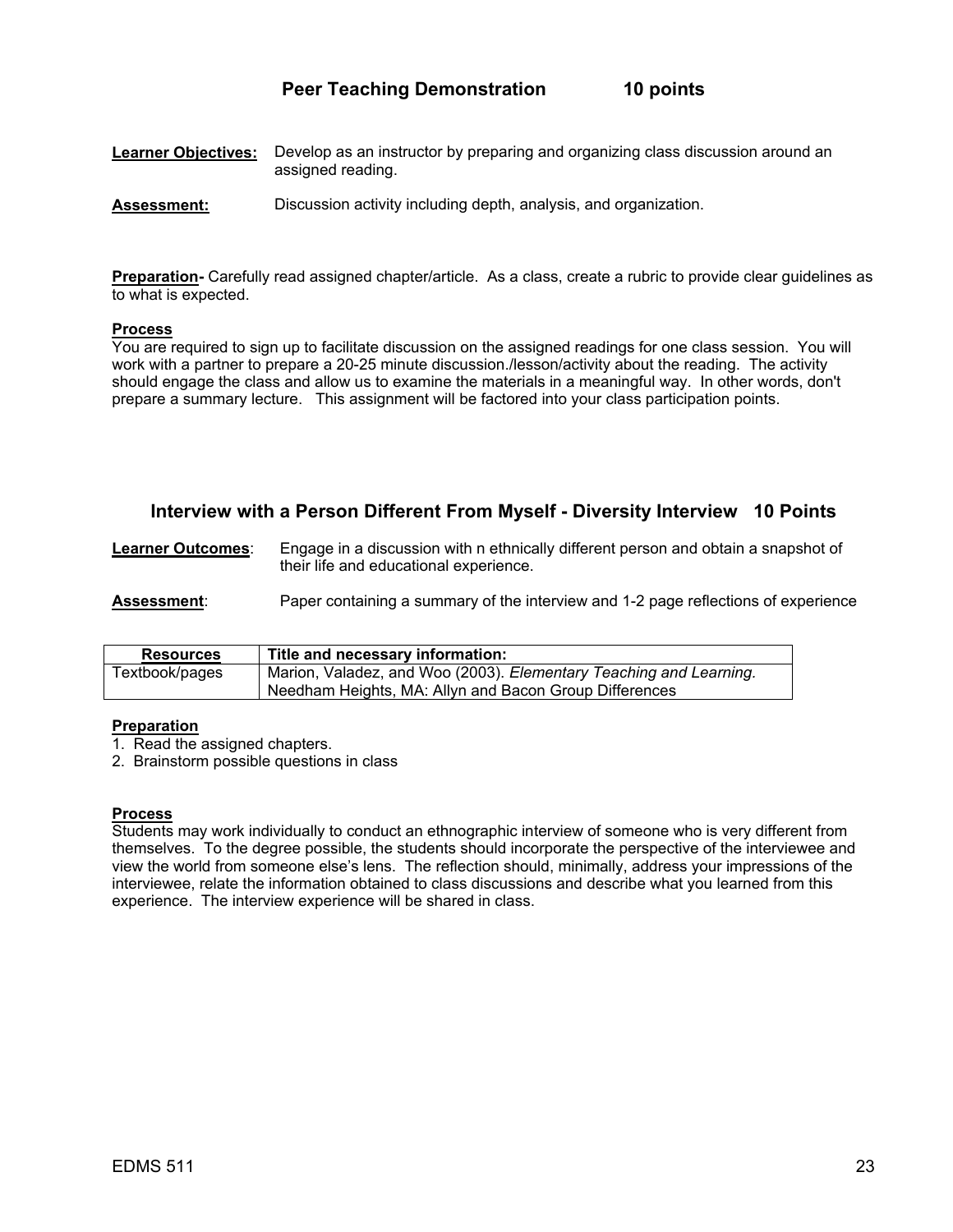## Peer Teaching Demonstration 10 points

**Learner Objectives:** Develop as an instructor by preparing and organizing class discussion around an assigned reading.

**Assessment:** Discussion activity including depth, analysis, and organization.

**Preparation-** Carefully read assigned chapter/article. As a class, create a rubric to provide clear guidelines as to what is expected.

**Process**

You are required to sign up to facilitate discussion on the assigned readings for one class session. You will work with a partner to prepare a 20-25 minute discussion./lesson/activity about the reading. The activity should engage the class and allow us to examine the materials in a meaningful way. In other words, don't prepare a summary lecture. This assignment will be factored into your class participation points.

## Interview with a Person Different From Myself - Diversity Interview 10 Points

**Learner Outcomes**: Engage in a discussion with n ethnically different person and obtain a snapshot of their life and educational experience.

**Assessment**: Paper containing a summary of the interview and 1-2 page reflections of experience

| Resources | Title and necessary information: |
|---|---|
| Textbook/pages | Marion, Valadez, and Woo (2003). *Elementary Teaching and Learning.* Needham Heights, MA: Allyn and Bacon Group Differences |

**Preparation**

1. Read the assigned chapters.
2. Brainstorm possible questions in class

**Process**

Students may work individually to conduct an ethnographic interview of someone who is very different from themselves. To the degree possible, the students should incorporate the perspective of the interviewee and view the world from someone else's lens. The reflection should, minimally, address your impressions of the interviewee, relate the information obtained to class discussions and describe what you learned from this experience. The interview experience will be shared in class.